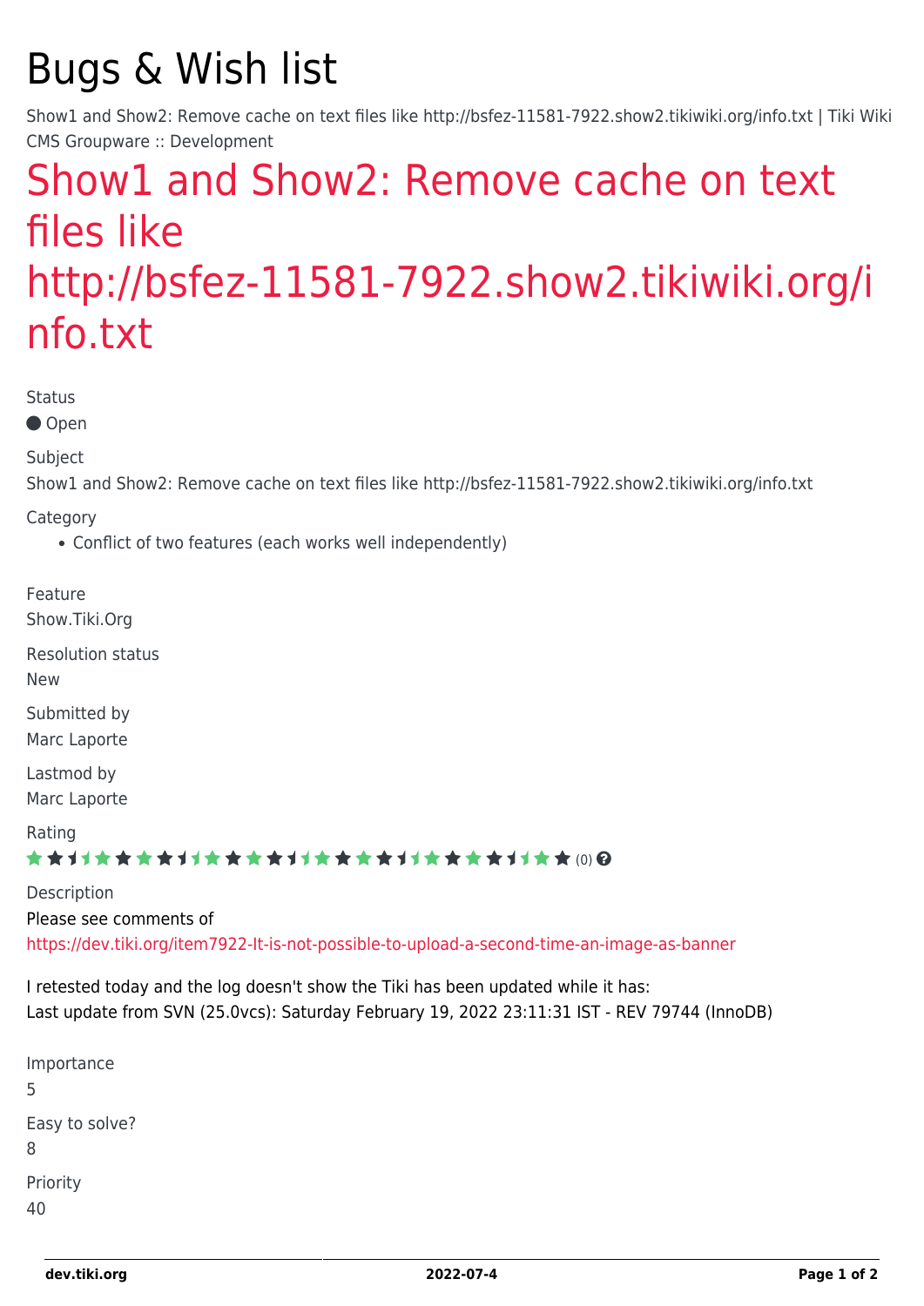# Bugs & Wish list

Show1 and Show2: Remove cache on text files like http://bsfez-11581-7922.show2.tikiwiki.org/info.txt | Tiki Wiki CMS Groupware :: Development

## Show1 and Show2: Remove cache on text files like http://bsfez-11581-7922.show2.tikiwiki.org/info.txt

Status

● Open

Subject

Show1 and Show2: Remove cache on text files like http://bsfez-11581-7922.show2.tikiwiki.org/info.txt

Category

- Conflict of two features (each works well independently)

Feature

Show.Tiki.Org

Resolution status

New

Submitted by

Marc Laporte

Lastmod by

Marc Laporte

Rating

(0)

Description

Please see comments of https://dev.tiki.org/item7922-It-is-not-possible-to-upload-a-second-time-an-image-as-banner

I retested today and the log doesn't show the Tiki has been updated while it has:
Last update from SVN (25.0vcs): Saturday February 19, 2022 23:11:31 IST - REV 79744 (InnoDB)

Importance

5

Easy to solve?

8

Priority

40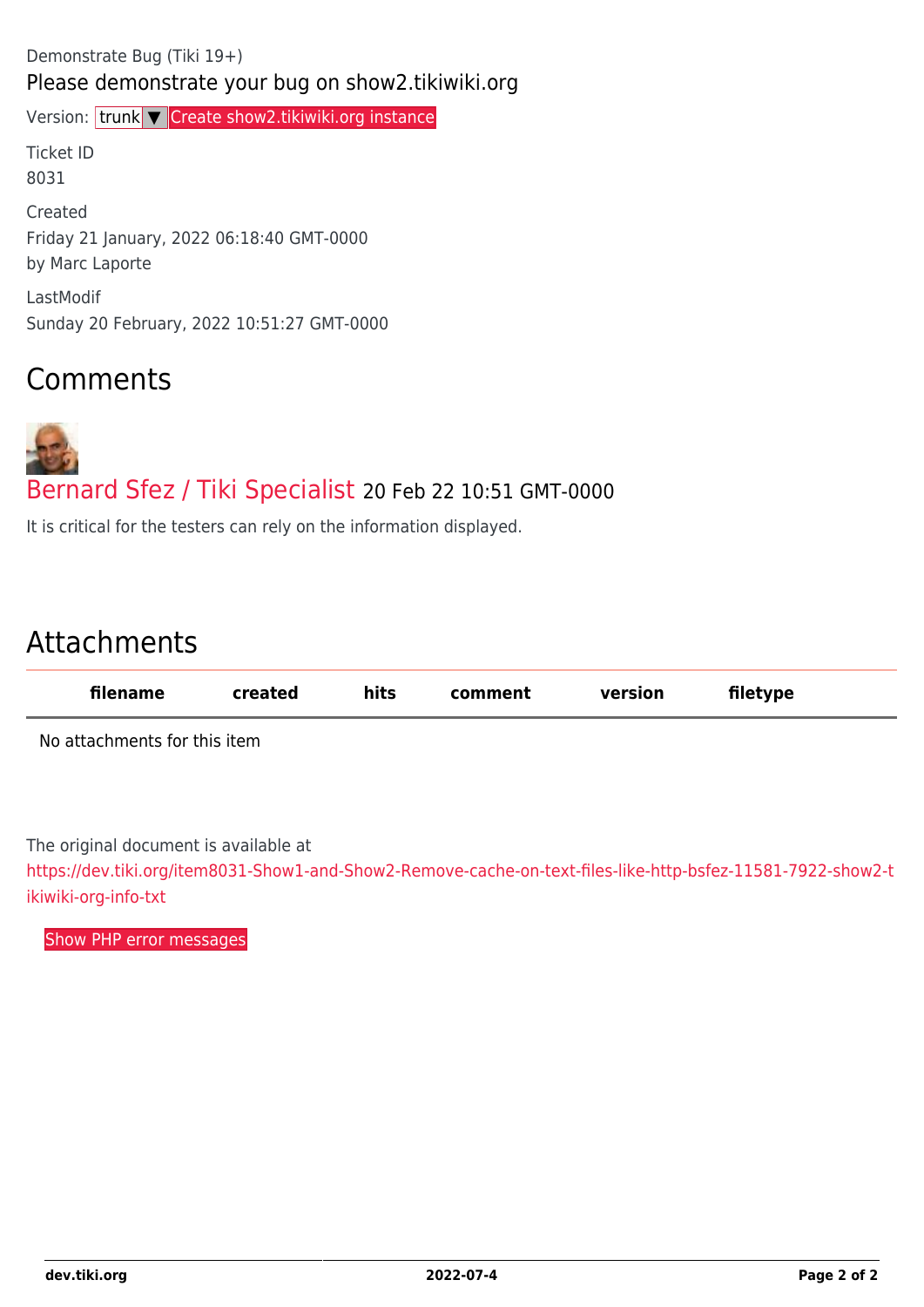Demonstrate Bug (Tiki 19+)

Please demonstrate your bug on show2.tikiwiki.org

Version: trunk ▼ Create show2.tikiwiki.org instance

Ticket ID

8031

Created

Friday 21 January, 2022 06:18:40 GMT-0000

by Marc Laporte

LastModif

Sunday 20 February, 2022 10:51:27 GMT-0000

## Comments

Bernard Sfez / Tiki Specialist 20 Feb 22 10:51 GMT-0000

It is critical for the testers can rely on the information displayed.

## Attachments

| filename | created | hits | comment | version | filetype |
|---|---|---|---|---|---|
| No attachments for this item | | | | | |

The original document is available at https://dev.tiki.org/item8031-Show1-and-Show2-Remove-cache-on-text-files-like-http-bsfez-11581-7922-show2-tikiwiki-org-info-txt

Show PHP error messages